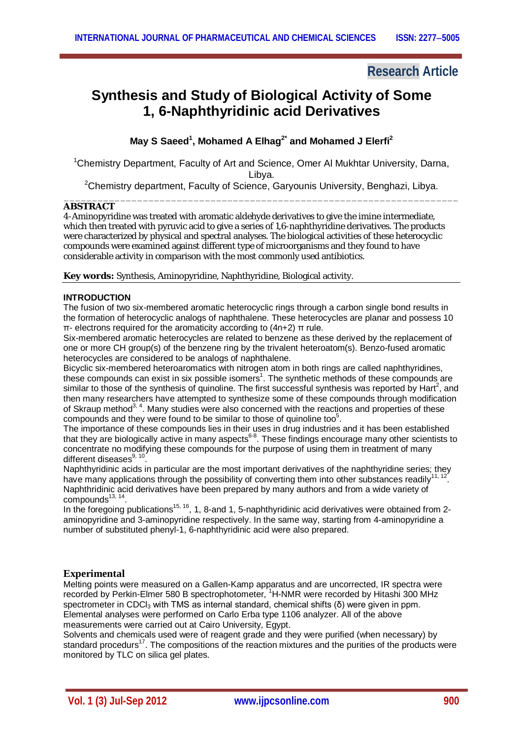Research Article

# Synthesis and Study of Biological Activity of Some 1, 6-Naphthyridinic acid Derivatives

**May S Saeed[1], Mohamed A Elhag[2*] and Mohamed J Elerfi[2]**

[1]Chemistry Department, Faculty of Art and Science, Omer Al Mukhtar University, Darna, Libya.

[2]Chemistry department, Faculty of Science, Garyounis University, Benghazi, Libya.

## ABSTRACT

4-Aminopyridine was treated with aromatic aldehyde derivatives to give the imine intermediate, which then treated with pyruvic acid to give a series of 1,6-naphthyridine derivatives. The products were characterized by physical and spectral analyses. The biological activities of these heterocyclic compounds were examined against different type of microorganisms and they found to have considerable activity in comparison with the most commonly used antibiotics.

**Key words:** Synthesis, Aminopyridine, Naphthyridine, Biological activity.

## INTRODUCTION

The fusion of two six-membered aromatic heterocyclic rings through a carbon single bond results in the formation of heterocyclic analogs of naphthalene. These heterocycles are planar and possess 10 π- electrons required for the aromaticity according to (4n+2) π rule.

Six-membered aromatic heterocycles are related to benzene as these derived by the replacement of one or more CH group(s) of the benzene ring by the trivalent heteroatom(s). Benzo-fused aromatic heterocycles are considered to be analogs of naphthalene.

Bicyclic six-membered heteroaromatics with nitrogen atom in both rings are called naphthyridines, these compounds can exist in six possible isomers[1]. The synthetic methods of these compounds are similar to those of the synthesis of quinoline. The first successful synthesis was reported by Hart[2], and then many researchers have attempted to synthesize some of these compounds through modification of Skraup method[3, 4]. Many studies were also concerned with the reactions and properties of these compounds and they were found to be similar to those of quinoline too[5].

The importance of these compounds lies in their uses in drug industries and it has been established that they are biologically active in many aspects[6-8]. These findings encourage many other scientists to concentrate no modifying these compounds for the purpose of using them in treatment of many different diseases[9, 10].

Naphthyridinic acids in particular are the most important derivatives of the naphthyridine series; they have many applications through the possibility of converting them into other substances readily[11, 12]. Naphthridinic acid derivatives have been prepared by many authors and from a wide variety of compounds[13, 14].

In the foregoing publications[15, 16], 1, 8-and 1, 5-naphthyridinic acid derivatives were obtained from 2-aminopyridine and 3-aminopyridine respectively. In the same way, starting from 4-aminopyridine a number of substituted phenyl-1, 6-naphthyridinic acid were also prepared.

## Experimental

Melting points were measured on a Gallen-Kamp apparatus and are uncorrected, IR spectra were recorded by Perkin-Elmer 580 B spectrophotometer, $^1$H-NMR were recorded by Hitashi 300 MHz spectrometer in $CDCl_3$ with TMS as internal standard, chemical shifts (δ) were given in ppm. Elemental analyses were performed on Carlo Erba type 1106 analyzer. All of the above measurements were carried out at Cairo University, Egypt.

Solvents and chemicals used were of reagent grade and they were purified (when necessary) by standard procedurs[17]. The compositions of the reaction mixtures and the purities of the products were monitored by TLC on silica gel plates.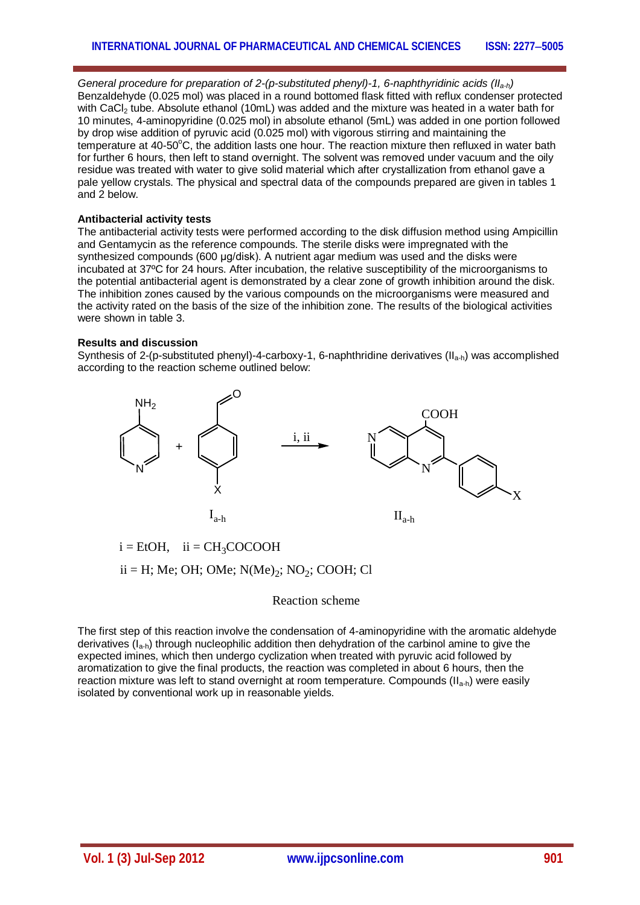*General procedure for preparation of 2-(p-substituted phenyl)-1, 6-naphthyridinic acids ($II_{a-h}$)*

Benzaldehyde (0.025 mol) was placed in a round bottomed flask fitted with reflux condenser protected with $CaCl_2$ tube. Absolute ethanol (10mL) was added and the mixture was heated in a water bath for 10 minutes, 4-aminopyridine (0.025 mol) in absolute ethanol (5mL) was added in one portion followed by drop wise addition of pyruvic acid (0.025 mol) with vigorous stirring and maintaining the temperature at 40-50$^{o}$C, the addition lasts one hour. The reaction mixture then refluxed in water bath for further 6 hours, then left to stand overnight. The solvent was removed under vacuum and the oily residue was treated with water to give solid material which after crystallization from ethanol gave a pale yellow crystals. The physical and spectral data of the compounds prepared are given in tables 1 and 2 below.

**Antibacterial activity tests**

The antibacterial activity tests were performed according to the disk diffusion method using Ampicillin and Gentamycin as the reference compounds. The sterile disks were impregnated with the synthesized compounds (600 µg/disk). A nutrient agar medium was used and the disks were incubated at 37ºC for 24 hours. After incubation, the relative susceptibility of the microorganisms to the potential antibacterial agent is demonstrated by a clear zone of growth inhibition around the disk. The inhibition zones caused by the various compounds on the microorganisms were measured and the activity rated on the basis of the size of the inhibition zone. The results of the biological activities were shown in table 3.

**Results and discussion**

Synthesis of 2-(p-substituted phenyl)-4-carboxy-1, 6-naphthridine derivatives ($II_{a-h}$) was accomplished according to the reaction scheme outlined below:

4-aminopyridine + $I_{a-h}$ (p-X-benzaldehyde) $\xrightarrow{\text{i, ii}}$ $II_{a-h}$ (2-(p-X-phenyl)-1,6-naphthyridine-4-COOH)

i = EtOH, ii = $CH_3COCOOH$

ii = H; Me; OH; OMe; $N(Me)_2$; $NO_2$; COOH; Cl

Reaction scheme

The first step of this reaction involve the condensation of 4-aminopyridine with the aromatic aldehyde derivatives ($I_{a-h}$) through nucleophilic addition then dehydration of the carbinol amine to give the expected imines, which then undergo cyclization when treated with pyruvic acid followed by aromatization to give the final products, the reaction was completed in about 6 hours, then the reaction mixture was left to stand overnight at room temperature. Compounds ($II_{a-h}$) were easily isolated by conventional work up in reasonable yields.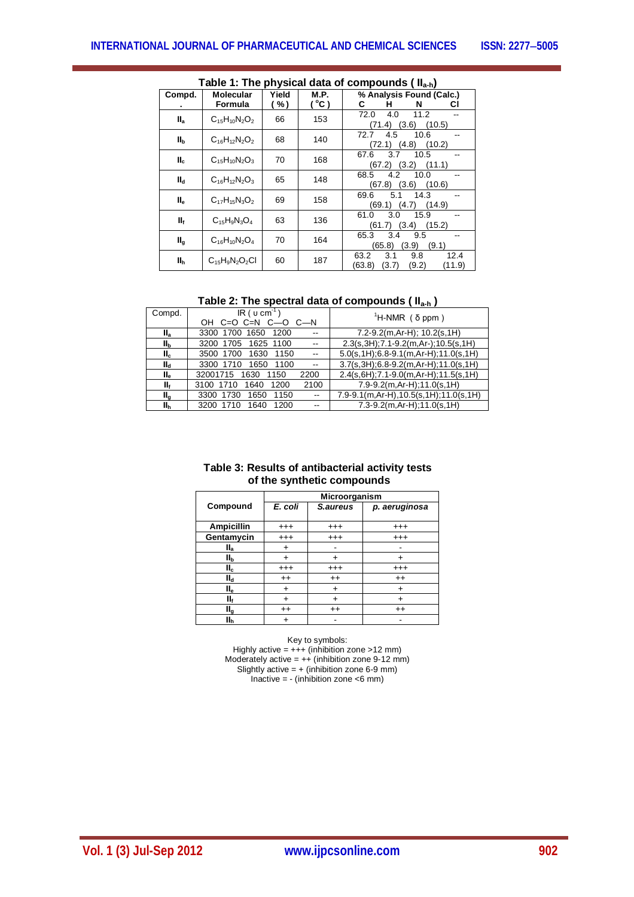**Table 1: The physical data of compounds ( $II_{a-h}$)**

| Compd. | Molecular Formula | Yield (%) | M.P. (°C) | % Analysis Found (Calc.) C | H | N | Cl |
|---|---|---|---|---|---|---|---|
| $II_a$ | $C_{15}H_{10}N_2O_2$ | 66 | 153 | 72.0 (71.4) | 4.0 (3.6) | 11.2 (10.5) | -- |
| $II_b$ | $C_{16}H_{12}N_2O_2$ | 68 | 140 | 72.7 (72.1) | 4.5 (4.8) | 10.6 (10.2) | -- |
| $II_c$ | $C_{15}H_{10}N_2O_3$ | 70 | 168 | 67.6 (67.2) | 3.7 (3.2) | 10.5 (11.1) | -- |
| $II_d$ | $C_{16}H_{12}N_2O_3$ | 65 | 148 | 68.5 (67.8) | 4.2 (3.6) | 10.0 (10.6) | -- |
| $II_e$ | $C_{17}H_{15}N_3O_2$ | 69 | 158 | 69.6 (69.1) | 5.1 (4.7) | 14.3 (14.9) | -- |
| $II_f$ | $C_{15}H_9N_3O_4$ | 63 | 136 | 61.0 (61.7) | 3.0 (3.4) | 15.9 (15.2) | -- |
| $II_g$ | $C_{16}H_{10}N_2O_4$ | 70 | 164 | 65.3 (65.8) | 3.4 (3.9) | 9.5 (9.1) | -- |
| $II_h$ | $C_{15}H_9N_2O_2Cl$ | 60 | 187 | 63.2 (63.8) | 3.1 (3.7) | 9.8 (9.2) | 12.4 (11.9) |

**Table 2: The spectral data of compounds ( $II_{a-h}$ )**

| Compd. | IR ( υ $cm^{-1}$ ) OH | C=O | C=N | C—O | C—N | $^1$H-NMR ( δ ppm ) |
|---|---|---|---|---|---|---|
| $II_a$ | 3300 | 1700 | 1650 | 1200 | -- | 7.2-9.2(m,Ar-H); 10.2(s,1H) |
| $II_b$ | 3200 | 1705 | 1625 | 1100 | -- | 2.3(s,3H);7.1-9.2(m,Ar-);10.5(s,1H) |
| $II_c$ | 3500 | 1700 | 1630 | 1150 | -- | 5.0(s,1H);6.8-9.1(m,Ar-H);11.0(s,1H) |
| $II_d$ | 3300 | 1710 | 1650 | 1100 | -- | 3.7(s,3H);6.8-9.2(m,Ar-H);11.0(s,1H) |
| $II_e$ | 3200 | 1715 | 1630 | 1150 | 2200 | 2.4(s,6H);7.1-9.0(m,Ar-H);11.5(s,1H) |
| $II_f$ | 3100 | 1710 | 1640 | 1200 | 2100 | 7.9-9.2(m,Ar-H);11.0(s,1H) |
| $II_g$ | 3300 | 1730 | 1650 | 1150 | -- | 7.9-9.1(m,Ar-H),10.5(s,1H);11.0(s,1H) |
| $II_h$ | 3200 | 1710 | 1640 | 1200 | -- | 7.3-9.2(m,Ar-H);11.0(s,1H) |

**Table 3: Results of antibacterial activity tests of the synthetic compounds**

| Compound | Microorganism *E. coli* | *S.aureus* | *p. aeruginosa* |
|---|---|---|---|
| **Ampicillin** | +++ | +++ | +++ |
| **Gentamycin** | +++ | +++ | +++ |
| $II_a$ | + | - | - |
| $II_b$ | + | + | + |
| $II_c$ | +++ | +++ | +++ |
| $II_d$ | ++ | ++ | ++ |
| $II_e$ | + | + | + |
| $II_f$ | + | + | + |
| $II_g$ | ++ | ++ | ++ |
| $II_h$ | + | - | - |

Key to symbols:
Highly active = +++ (inhibition zone >12 mm)
Moderately active = ++ (inhibition zone 9-12 mm)
Slightly active = + (inhibition zone 6-9 mm)
Inactive = - (inhibition zone <6 mm)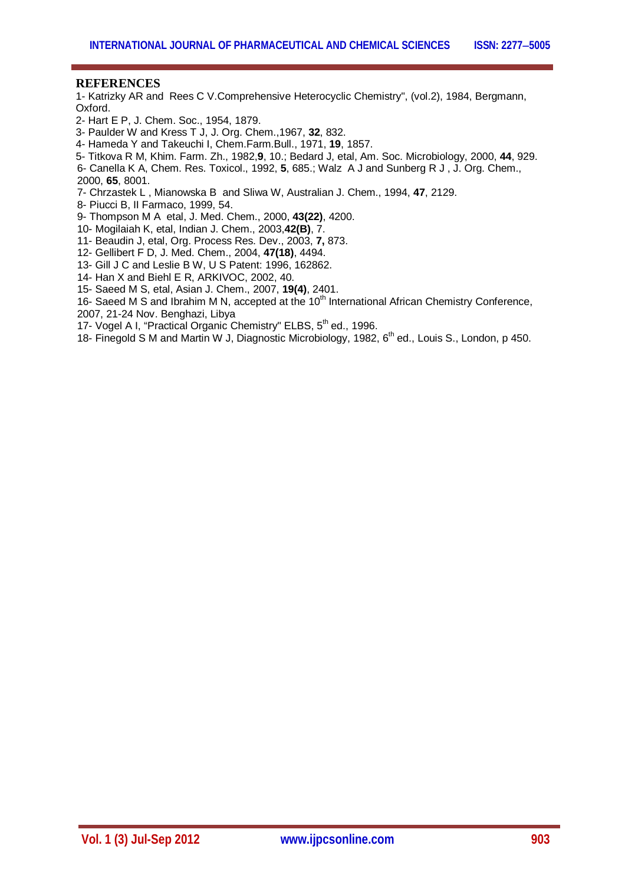## REFERENCES

1- Katrizky AR and Rees C V.Comprehensive Heterocyclic Chemistry", (vol.2), 1984, Bergmann, Oxford.

2- Hart E P, J. Chem. Soc., 1954, 1879.

3- Paulder W and Kress T J, J. Org. Chem.,1967, **32**, 832.

4- Hameda Y and Takeuchi I, Chem.Farm.Bull., 1971, **19**, 1857.

5- Titkova R M, Khim. Farm. Zh., 1982,**9**, 10.; Bedard J, etal, Am. Soc. Microbiology, 2000, **44**, 929.

6- Canella K A, Chem. Res. Toxicol., 1992, **5**, 685.; Walz A J and Sunberg R J , J. Org. Chem., 2000, **65**, 8001.

7- Chrzastek L , Mianowska B and Sliwa W, Australian J. Chem., 1994, **47**, 2129.

8- Piucci B, Il Farmaco, 1999, 54.

9- Thompson M A etal, J. Med. Chem., 2000, **43(22)**, 4200.

10- Mogilaiah K, etal, Indian J. Chem., 2003,**42(B)**, 7.

11- Beaudin J, etal, Org. Process Res. Dev., 2003, **7,** 873.

12- Gellibert F D, J. Med. Chem., 2004, **47(18)**, 4494.

13- Gill J C and Leslie B W, U S Patent: 1996, 162862.

14- Han X and Biehl E R, ARKIVOC, 2002, 40.

15- Saeed M S, etal, Asian J. Chem., 2007, **19(4)**, 2401.

16- Saeed M S and Ibrahim M N, accepted at the 10th International African Chemistry Conference, 2007, 21-24 Nov. Benghazi, Libya

17- Vogel A I, "Practical Organic Chemistry" ELBS, 5th ed., 1996.

18- Finegold S M and Martin W J, Diagnostic Microbiology, 1982, 6th ed., Louis S., London, p 450.